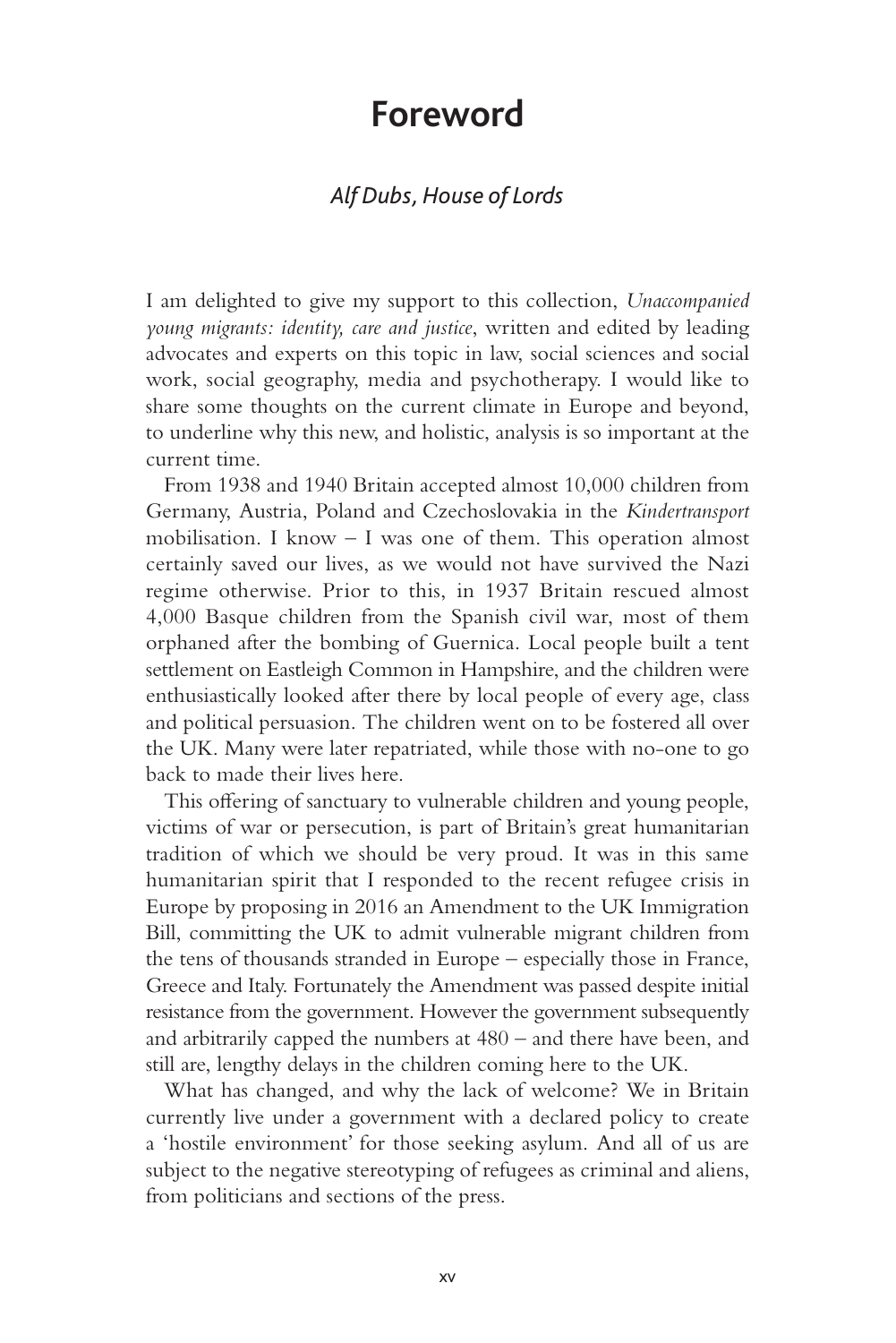# Foreword

*Alf Dubs, House of Lords*

I am delighted to give my support to this collection, *Unaccompanied young migrants: identity, care and justice*, written and edited by leading advocates and experts on this topic in law, social sciences and social work, social geography, media and psychotherapy. I would like to share some thoughts on the current climate in Europe and beyond, to underline why this new, and holistic, analysis is so important at the current time.

From 1938 and 1940 Britain accepted almost 10,000 children from Germany, Austria, Poland and Czechoslovakia in the *Kindertransport* mobilisation. I know – I was one of them. This operation almost certainly saved our lives, as we would not have survived the Nazi regime otherwise. Prior to this, in 1937 Britain rescued almost 4,000 Basque children from the Spanish civil war, most of them orphaned after the bombing of Guernica. Local people built a tent settlement on Eastleigh Common in Hampshire, and the children were enthusiastically looked after there by local people of every age, class and political persuasion. The children went on to be fostered all over the UK. Many were later repatriated, while those with no-one to go back to made their lives here.

This offering of sanctuary to vulnerable children and young people, victims of war or persecution, is part of Britain's great humanitarian tradition of which we should be very proud. It was in this same humanitarian spirit that I responded to the recent refugee crisis in Europe by proposing in 2016 an Amendment to the UK Immigration Bill, committing the UK to admit vulnerable migrant children from the tens of thousands stranded in Europe – especially those in France, Greece and Italy. Fortunately the Amendment was passed despite initial resistance from the government. However the government subsequently and arbitrarily capped the numbers at 480 – and there have been, and still are, lengthy delays in the children coming here to the UK.

What has changed, and why the lack of welcome? We in Britain currently live under a government with a declared policy to create a 'hostile environment' for those seeking asylum. And all of us are subject to the negative stereotyping of refugees as criminal and aliens, from politicians and sections of the press.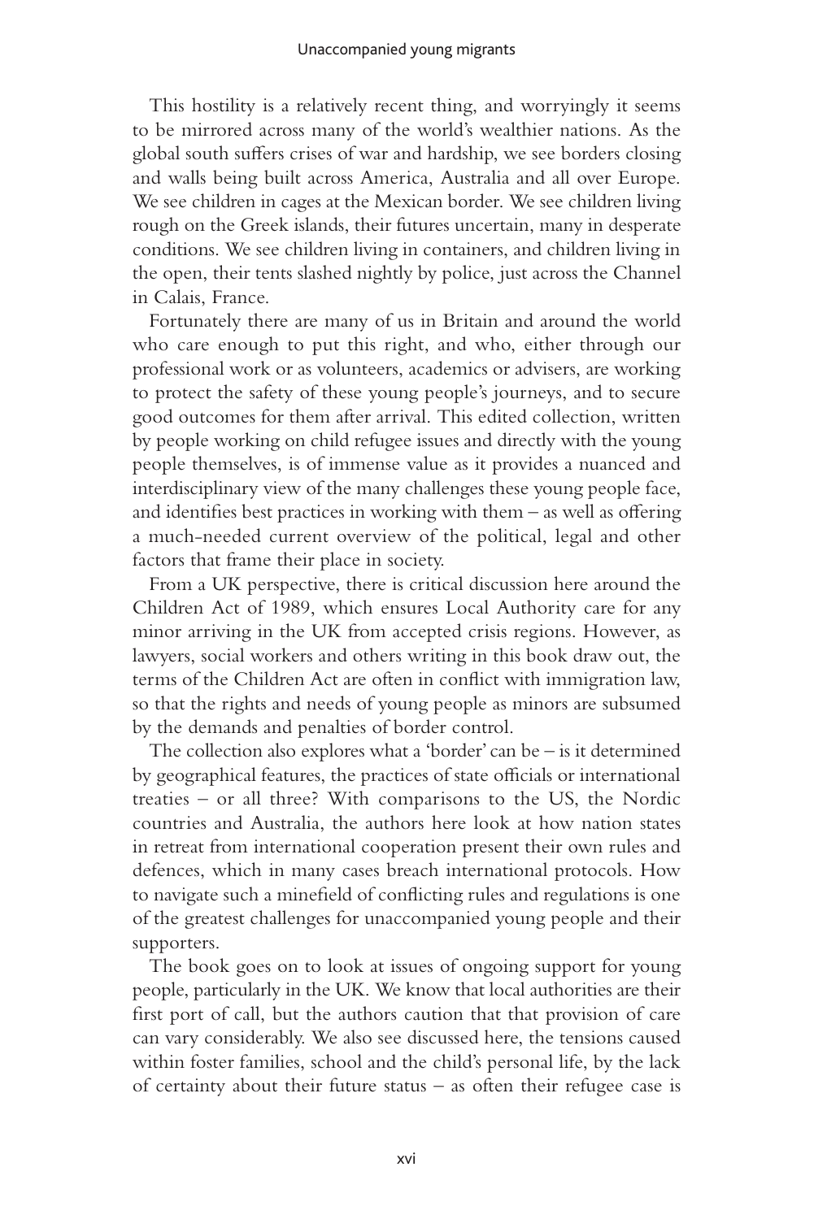This hostility is a relatively recent thing, and worryingly it seems to be mirrored across many of the world's wealthier nations. As the global south suffers crises of war and hardship, we see borders closing and walls being built across America, Australia and all over Europe. We see children in cages at the Mexican border. We see children living rough on the Greek islands, their futures uncertain, many in desperate conditions. We see children living in containers, and children living in the open, their tents slashed nightly by police, just across the Channel in Calais, France.

Fortunately there are many of us in Britain and around the world who care enough to put this right, and who, either through our professional work or as volunteers, academics or advisers, are working to protect the safety of these young people's journeys, and to secure good outcomes for them after arrival. This edited collection, written by people working on child refugee issues and directly with the young people themselves, is of immense value as it provides a nuanced and interdisciplinary view of the many challenges these young people face, and identifies best practices in working with them – as well as offering a much-needed current overview of the political, legal and other factors that frame their place in society.

From a UK perspective, there is critical discussion here around the Children Act of 1989, which ensures Local Authority care for any minor arriving in the UK from accepted crisis regions. However, as lawyers, social workers and others writing in this book draw out, the terms of the Children Act are often in conflict with immigration law, so that the rights and needs of young people as minors are subsumed by the demands and penalties of border control.

The collection also explores what a 'border' can be – is it determined by geographical features, the practices of state officials or international treaties – or all three? With comparisons to the US, the Nordic countries and Australia, the authors here look at how nation states in retreat from international cooperation present their own rules and defences, which in many cases breach international protocols. How to navigate such a minefield of conflicting rules and regulations is one of the greatest challenges for unaccompanied young people and their supporters.

The book goes on to look at issues of ongoing support for young people, particularly in the UK. We know that local authorities are their first port of call, but the authors caution that that provision of care can vary considerably. We also see discussed here, the tensions caused within foster families, school and the child's personal life, by the lack of certainty about their future status – as often their refugee case is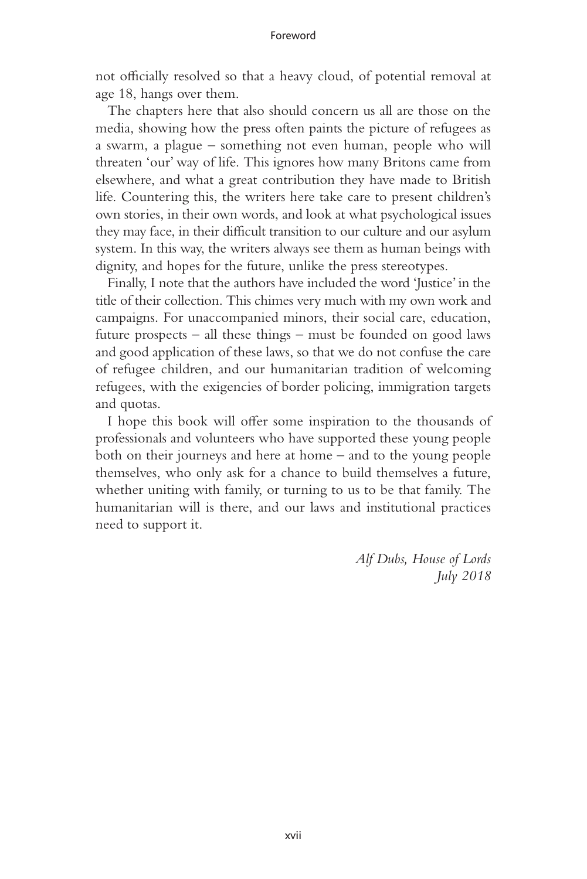not officially resolved so that a heavy cloud, of potential removal at age 18, hangs over them.

The chapters here that also should concern us all are those on the media, showing how the press often paints the picture of refugees as a swarm, a plague – something not even human, people who will threaten 'our' way of life. This ignores how many Britons came from elsewhere, and what a great contribution they have made to British life. Countering this, the writers here take care to present children's own stories, in their own words, and look at what psychological issues they may face, in their difficult transition to our culture and our asylum system. In this way, the writers always see them as human beings with dignity, and hopes for the future, unlike the press stereotypes.

Finally, I note that the authors have included the word 'Justice' in the title of their collection. This chimes very much with my own work and campaigns. For unaccompanied minors, their social care, education, future prospects – all these things – must be founded on good laws and good application of these laws, so that we do not confuse the care of refugee children, and our humanitarian tradition of welcoming refugees, with the exigencies of border policing, immigration targets and quotas.

I hope this book will offer some inspiration to the thousands of professionals and volunteers who have supported these young people both on their journeys and here at home – and to the young people themselves, who only ask for a chance to build themselves a future, whether uniting with family, or turning to us to be that family. The humanitarian will is there, and our laws and institutional practices need to support it.

*Alf Dubs, House of Lords*
*July 2018*